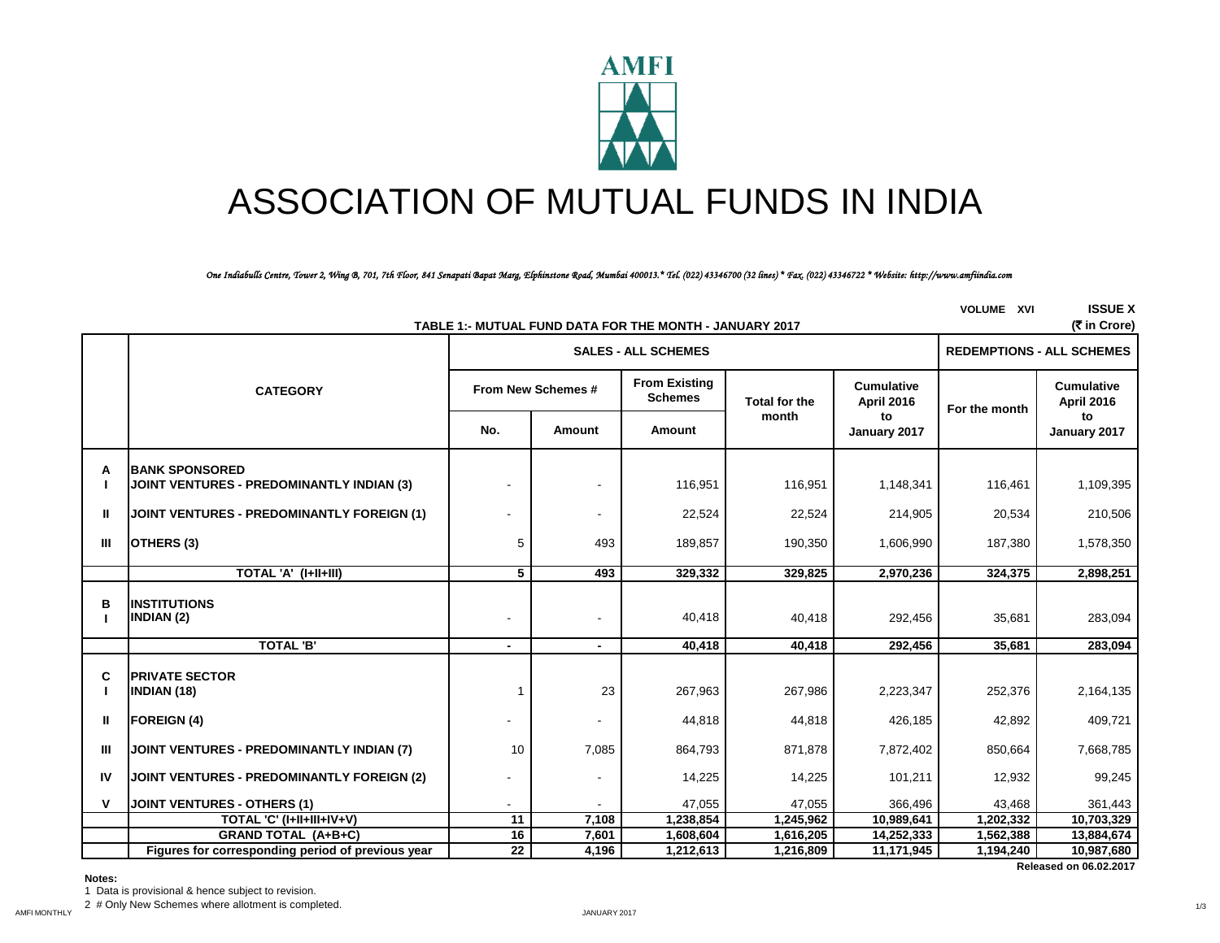AMFI

# ASSOCIATION OF MUTUAL FUNDS IN INDIA

*One Indiabulls Centre, Tower 2, Wing B, 701, 7th Floor, 841 Senapati Bapat Marg, Elphinstone Road, Mumbai 400013.* Tel. (022) 43346700 (32 lines) * Fax. (022) 43346722 * Website: http://www.amfiindia.com*

VOLUME XVI ISSUE X

**TABLE 1:- MUTUAL FUND DATA FOR THE MONTH - JANUARY 2017** (₹ in Crore)

| | CATEGORY | SALES - ALL SCHEMES | | | | | REDEMPTIONS - ALL SCHEMES | |
|---|---|---|---|---|---|---|---|---|
| | | From New Schemes # | | From Existing Schemes | Total for the month | Cumulative April 2016 to January 2017 | For the month | Cumulative April 2016 to January 2017 |
| | | No. | Amount | Amount | | | | |
| A | BANK SPONSORED | | | | | | | |
| I | JOINT VENTURES - PREDOMINANTLY INDIAN (3) | - | - | 116,951 | 116,951 | 1,148,341 | 116,461 | 1,109,395 |
| II | JOINT VENTURES - PREDOMINANTLY FOREIGN (1) | - | - | 22,524 | 22,524 | 214,905 | 20,534 | 210,506 |
| III | OTHERS (3) | 5 | 493 | 189,857 | 190,350 | 1,606,990 | 187,380 | 1,578,350 |
| | TOTAL 'A' (I+II+III) | 5 | 493 | 329,332 | 329,825 | 2,970,236 | 324,375 | 2,898,251 |
| B | INSTITUTIONS | | | | | | | |
| I | INDIAN (2) | - | - | 40,418 | 40,418 | 292,456 | 35,681 | 283,094 |
| | TOTAL 'B' | - | - | 40,418 | 40,418 | 292,456 | 35,681 | 283,094 |
| C | PRIVATE SECTOR | | | | | | | |
| I | INDIAN (18) | 1 | 23 | 267,963 | 267,986 | 2,223,347 | 252,376 | 2,164,135 |
| II | FOREIGN (4) | - | - | 44,818 | 44,818 | 426,185 | 42,892 | 409,721 |
| III | JOINT VENTURES - PREDOMINANTLY INDIAN (7) | 10 | 7,085 | 864,793 | 871,878 | 7,872,402 | 850,664 | 7,668,785 |
| IV | JOINT VENTURES - PREDOMINANTLY FOREIGN (2) | - | - | 14,225 | 14,225 | 101,211 | 12,932 | 99,245 |
| V | JOINT VENTURES - OTHERS (1) | - | - | 47,055 | 47,055 | 366,496 | 43,468 | 361,443 |
| | TOTAL 'C' (I+II+III+IV+V) | 11 | 7,108 | 1,238,854 | 1,245,962 | 10,989,641 | 1,202,332 | 10,703,329 |
| | GRAND TOTAL (A+B+C) | 16 | 7,601 | 1,608,604 | 1,616,205 | 14,252,333 | 1,562,388 | 13,884,674 |
| | Figures for corresponding period of previous year | 22 | 4,196 | 1,212,613 | 1,216,809 | 11,171,945 | 1,194,240 | 10,987,680 |

**Released on 06.02.2017**

**Notes:**

1 Data is provisional & hence subject to revision.

2 # Only New Schemes where allotment is completed.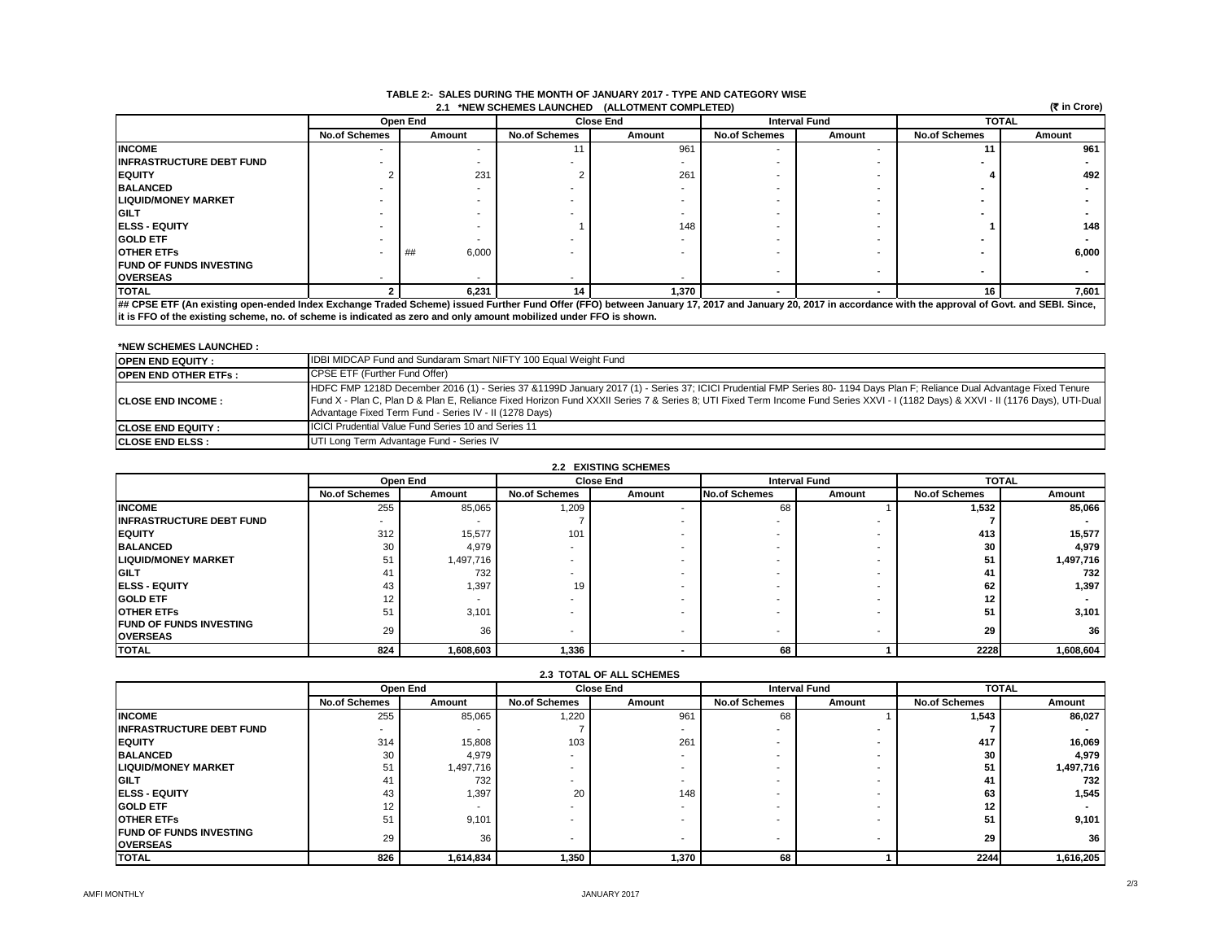## TABLE 2:- SALES DURING THE MONTH OF JANUARY 2017 - TYPE AND CATEGORY WISE

### 2.1 *NEW SCHEMES LAUNCHED (ALLOTMENT COMPLETED)

(₹ in Crore)

| | Open End | | Close End | | Interval Fund | | TOTAL | |
|---|---|---|---|---|---|---|---|---|
| | No.of Schemes | Amount | No.of Schemes | Amount | No.of Schemes | Amount | No.of Schemes | Amount |
| **INCOME** | - | - | 11 | 961 | - | - | **11** | **961** |
| **INFRASTRUCTURE DEBT FUND** | - | - | - | - | - | - | **-** | **-** |
| **EQUITY** | 2 | 231 | 2 | 261 | - | - | **4** | **492** |
| **BALANCED** | - | - | - | - | - | - | **-** | **-** |
| **LIQUID/MONEY MARKET** | - | - | - | - | - | - | **-** | **-** |
| **GILT** | - | - | - | - | - | - | **-** | **-** |
| **ELSS - EQUITY** | - | - | 1 | 148 | - | - | **1** | **148** |
| **GOLD ETF** | - | - | - | - | - | - | **-** | **-** |
| **OTHER ETFs** | - | ## 6,000 | - | - | - | - | **-** | **6,000** |
| **FUND OF FUNDS INVESTING OVERSEAS** | - | - | - | - | - | - | **-** | **-** |
| **TOTAL** | **2** | **6,231** | **14** | **1,370** | **-** | **-** | **16** | **7,601** |

**## CPSE ETF (An existing open-ended Index Exchange Traded Scheme) issued Further Fund Offer (FFO) between January 17, 2017 and January 20, 2017 in accordance with the approval of Govt. and SEBI. Since, it is FFO of the existing scheme, no. of scheme is indicated as zero and only amount mobilized under FFO is shown.**

**\*NEW SCHEMES LAUNCHED :**

| | |
|---|---|
| **OPEN END EQUITY :** | IDBI MIDCAP Fund and Sundaram Smart NIFTY 100 Equal Weight Fund |
| **OPEN END OTHER ETFs :** | CPSE ETF (Further Fund Offer) |
| **CLOSE END INCOME :** | HDFC FMP 1218D December 2016 (1) - Series 37 &1199D January 2017 (1) - Series 37; ICICI Prudential FMP Series 80- 1194 Days Plan F; Reliance Dual Advantage Fixed Tenure Fund X - Plan C, Plan D & Plan E, Reliance Fixed Horizon Fund XXXII Series 7 & Series 8; UTI Fixed Term Income Fund Series XXVI - I (1182 Days) & XXVI - II (1176 Days), UTI-Dual Advantage Fixed Term Fund - Series IV - II (1278 Days) |
| **CLOSE END EQUITY :** | ICICI Prudential Value Fund Series 10 and Series 11 |
| **CLOSE END ELSS :** | UTI Long Term Advantage Fund - Series IV |

### 2.2 EXISTING SCHEMES

| | Open End | | Close End | | Interval Fund | | TOTAL | |
|---|---|---|---|---|---|---|---|---|
| | No.of Schemes | Amount | No.of Schemes | Amount | No.of Schemes | Amount | No.of Schemes | Amount |
| **INCOME** | 255 | 85,065 | 1,209 | - | 68 | 1 | **1,532** | **85,066** |
| **INFRASTRUCTURE DEBT FUND** | - | - | 7 | - | - | - | **7** | **-** |
| **EQUITY** | 312 | 15,577 | 101 | - | - | - | **413** | **15,577** |
| **BALANCED** | 30 | 4,979 | - | - | - | - | **30** | **4,979** |
| **LIQUID/MONEY MARKET** | 51 | 1,497,716 | - | - | - | - | **51** | **1,497,716** |
| **GILT** | 41 | 732 | - | - | - | - | **41** | **732** |
| **ELSS - EQUITY** | 43 | 1,397 | 19 | - | - | - | **62** | **1,397** |
| **GOLD ETF** | 12 | - | - | - | - | - | **12** | **-** |
| **OTHER ETFs** | 51 | 3,101 | - | - | - | - | **51** | **3,101** |
| **FUND OF FUNDS INVESTING OVERSEAS** | 29 | 36 | - | - | - | - | **29** | **36** |
| **TOTAL** | **824** | **1,608,603** | **1,336** | **-** | **68** | **1** | **2228** | **1,608,604** |

### 2.3 TOTAL OF ALL SCHEMES

| | Open End | | Close End | | Interval Fund | | TOTAL | |
|---|---|---|---|---|---|---|---|---|
| | No.of Schemes | Amount | No.of Schemes | Amount | No.of Schemes | Amount | No.of Schemes | Amount |
| **INCOME** | 255 | 85,065 | 1,220 | 961 | 68 | 1 | **1,543** | **86,027** |
| **INFRASTRUCTURE DEBT FUND** | - | - | 7 | - | - | - | **7** | **-** |
| **EQUITY** | 314 | 15,808 | 103 | 261 | - | - | **417** | **16,069** |
| **BALANCED** | 30 | 4,979 | - | - | - | - | **30** | **4,979** |
| **LIQUID/MONEY MARKET** | 51 | 1,497,716 | - | - | - | - | **51** | **1,497,716** |
| **GILT** | 41 | 732 | - | - | - | - | **41** | **732** |
| **ELSS - EQUITY** | 43 | 1,397 | 20 | 148 | - | - | **63** | **1,545** |
| **GOLD ETF** | 12 | - | - | - | - | - | **12** | **-** |
| **OTHER ETFs** | 51 | 9,101 | - | - | - | - | **51** | **9,101** |
| **FUND OF FUNDS INVESTING OVERSEAS** | 29 | 36 | - | - | - | - | **29** | **36** |
| **TOTAL** | **826** | **1,614,834** | **1,350** | **1,370** | **68** | **1** | **2244** | **1,616,205** |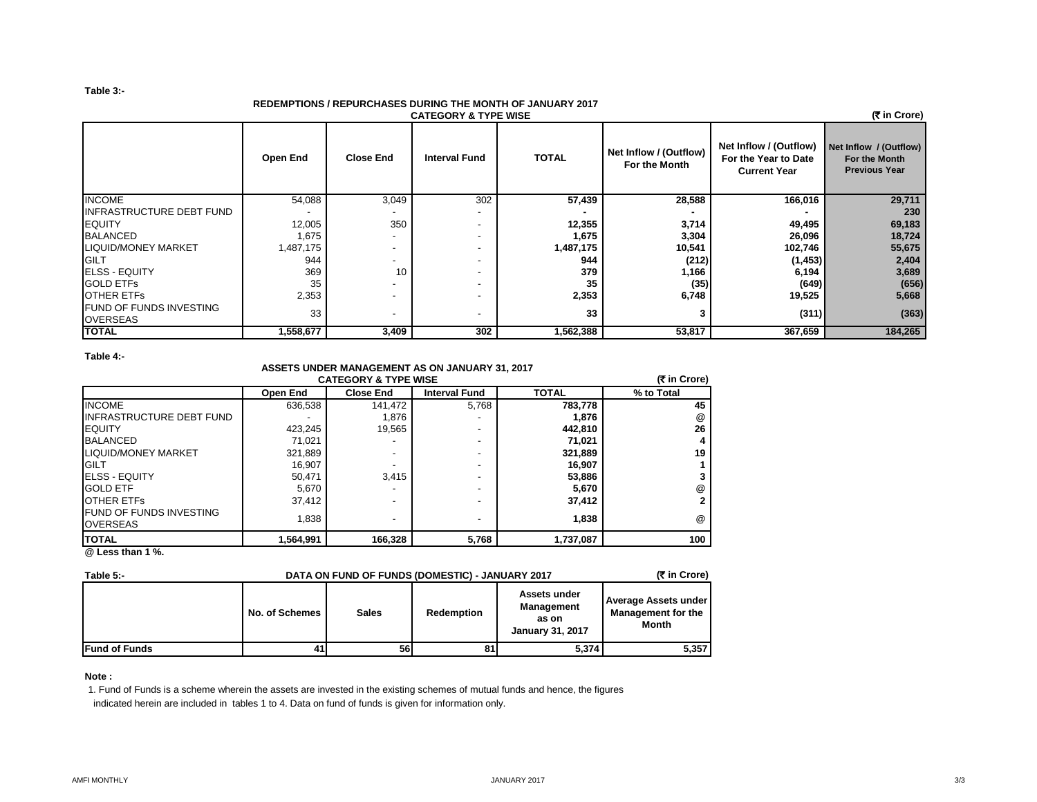**Table 3:-**

**REDEMPTIONS / REPURCHASES DURING THE MONTH OF JANUARY 2017**
**CATEGORY & TYPE WISE**

**(₹ in Crore)**

| | Open End | Close End | Interval Fund | TOTAL | Net Inflow / (Outflow) For the Month | Net Inflow / (Outflow) For the Year to Date Current Year | Net Inflow / (Outflow) For the Month Previous Year |
|---|---|---|---|---|---|---|---|
| INCOME | 54,088 | 3,049 | 302 | **57,439** | **28,588** | **166,016** | **29,711** |
| INFRASTRUCTURE DEBT FUND | - | - | - | **-** | **-** | **-** | **230** |
| EQUITY | 12,005 | 350 | - | **12,355** | **3,714** | **49,495** | **69,183** |
| BALANCED | 1,675 | - | - | **1,675** | **3,304** | **26,096** | **18,724** |
| LIQUID/MONEY MARKET | 1,487,175 | - | - | **1,487,175** | **10,541** | **102,746** | **55,675** |
| GILT | 944 | - | - | **944** | **(212)** | **(1,453)** | **2,404** |
| ELSS - EQUITY | 369 | 10 | - | **379** | **1,166** | **6,194** | **3,689** |
| GOLD ETFs | 35 | - | - | **35** | **(35)** | **(649)** | **(656)** |
| OTHER ETFs | 2,353 | - | - | **2,353** | **6,748** | **19,525** | **5,668** |
| FUND OF FUNDS INVESTING OVERSEAS | 33 | - | - | **33** | **3** | **(311)** | **(363)** |
| **TOTAL** | **1,558,677** | **3,409** | **302** | **1,562,388** | **53,817** | **367,659** | **184,265** |

**Table 4:-**

**ASSETS UNDER MANAGEMENT AS ON JANUARY 31, 2017**
**CATEGORY & TYPE WISE**

**(₹ in Crore)**

| | Open End | Close End | Interval Fund | TOTAL | % to Total |
|---|---|---|---|---|---|
| INCOME | 636,538 | 141,472 | 5,768 | **783,778** | **45** |
| INFRASTRUCTURE DEBT FUND | - | 1,876 | - | **1,876** | @ |
| EQUITY | 423,245 | 19,565 | - | **442,810** | **26** |
| BALANCED | 71,021 | - | - | **71,021** | **4** |
| LIQUID/MONEY MARKET | 321,889 | - | - | **321,889** | **19** |
| GILT | 16,907 | - | - | **16,907** | **1** |
| ELSS - EQUITY | 50,471 | 3,415 | - | **53,886** | **3** |
| GOLD ETF | 5,670 | - | - | **5,670** | @ |
| OTHER ETFs | 37,412 | - | - | **37,412** | **2** |
| FUND OF FUNDS INVESTING OVERSEAS | 1,838 | - | - | **1,838** | @ |
| **TOTAL** | **1,564,991** | **166,328** | **5,768** | **1,737,087** | **100** |

**@ Less than 1 %.**

**Table 5:-** **DATA ON FUND OF FUNDS (DOMESTIC) - JANUARY 2017** **(₹ in Crore)**

| | No. of Schemes | Sales | Redemption | Assets under Management as on January 31, 2017 | Average Assets under Management for the Month |
|---|---|---|---|---|---|
| **Fund of Funds** | **41** | **56** | **81** | **5,374** | **5,357** |

**Note :**

1. Fund of Funds is a scheme wherein the assets are invested in the existing schemes of mutual funds and hence, the figures indicated herein are included in tables 1 to 4. Data on fund of funds is given for information only.